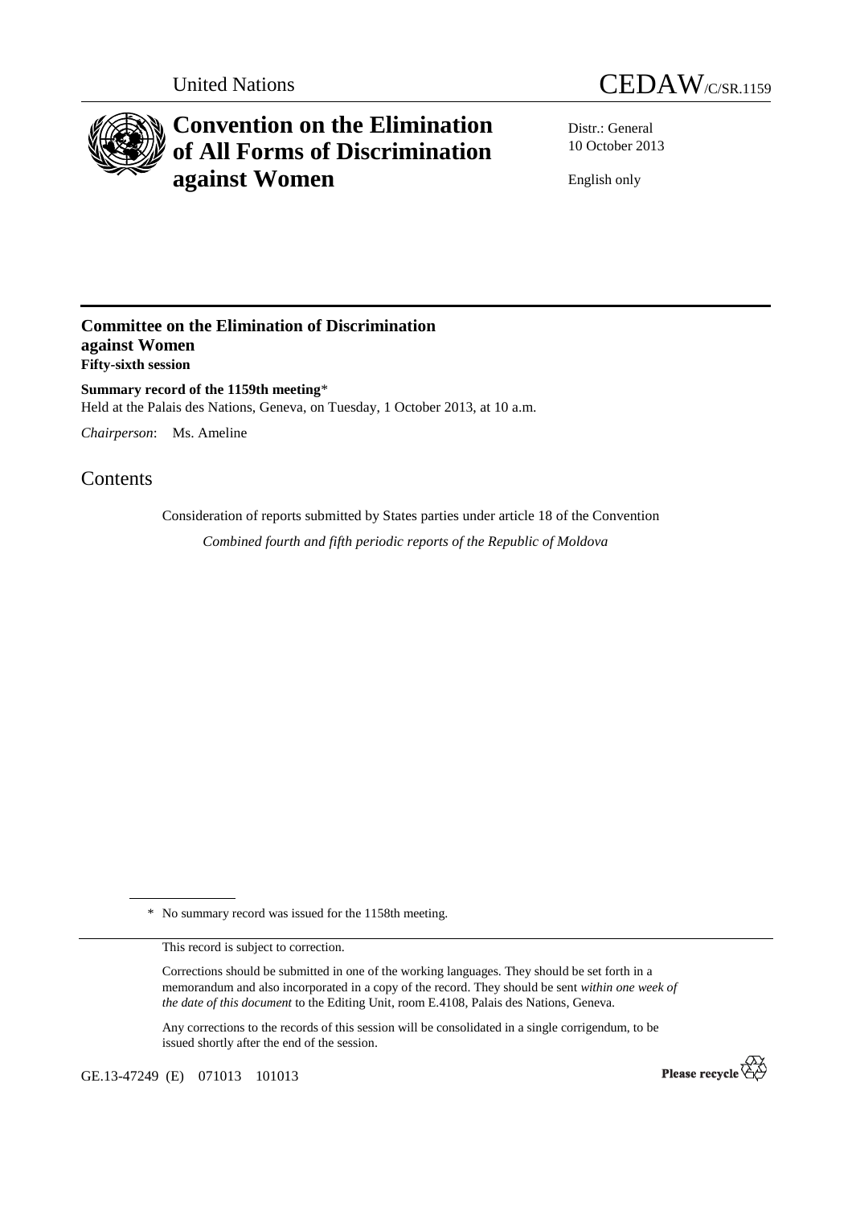United Nations

# CEDAW/C/SR.1159

# Convention on the Elimination of All Forms of Discrimination against Women

Distr.: General
10 October 2013

English only

## Committee on the Elimination of Discrimination against Women
**Fifty-sixth session**

**Summary record of the 1159th meeting***
Held at the Palais des Nations, Geneva, on Tuesday, 1 October 2013, at 10 a.m.

*Chairperson*: Ms. Ameline

## Contents

Consideration of reports submitted by States parties under article 18 of the Convention

*Combined fourth and fifth periodic reports of the Republic of Moldova*

---

\* No summary record was issued for the 1158th meeting.

This record is subject to correction.

Corrections should be submitted in one of the working languages. They should be set forth in a memorandum and also incorporated in a copy of the record. They should be sent *within one week of the date of this document* to the Editing Unit, room E.4108, Palais des Nations, Geneva.

Any corrections to the records of this session will be consolidated in a single corrigendum, to be issued shortly after the end of the session.

GE.13-47249 (E) 071013 101013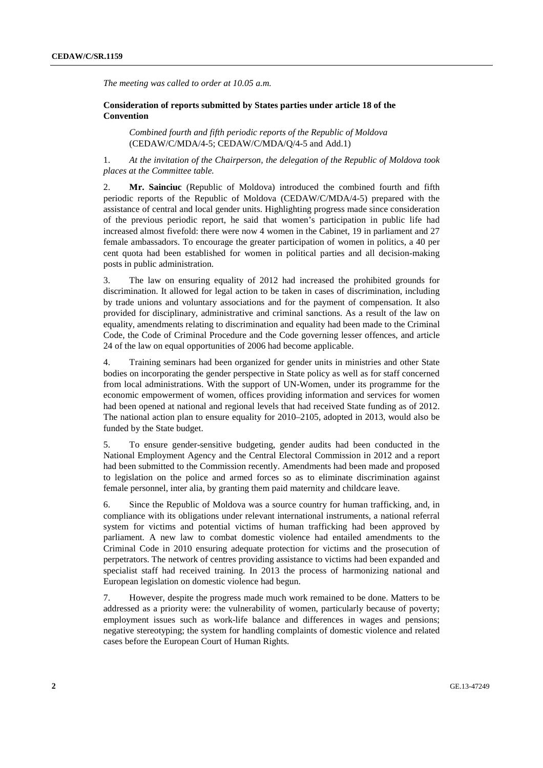*The meeting was called to order at 10.05 a.m.*

**Consideration of reports submitted by States parties under article 18 of the Convention**

*Combined fourth and fifth periodic reports of the Republic of Moldova* (CEDAW/C/MDA/4-5; CEDAW/C/MDA/Q/4-5 and Add.1)

1. *At the invitation of the Chairperson, the delegation of the Republic of Moldova took places at the Committee table.*

2. **Mr. Sainciuc** (Republic of Moldova) introduced the combined fourth and fifth periodic reports of the Republic of Moldova (CEDAW/C/MDA/4-5) prepared with the assistance of central and local gender units. Highlighting progress made since consideration of the previous periodic report, he said that women's participation in public life had increased almost fivefold: there were now 4 women in the Cabinet, 19 in parliament and 27 female ambassadors. To encourage the greater participation of women in politics, a 40 per cent quota had been established for women in political parties and all decision-making posts in public administration.

3. The law on ensuring equality of 2012 had increased the prohibited grounds for discrimination. It allowed for legal action to be taken in cases of discrimination, including by trade unions and voluntary associations and for the payment of compensation. It also provided for disciplinary, administrative and criminal sanctions. As a result of the law on equality, amendments relating to discrimination and equality had been made to the Criminal Code, the Code of Criminal Procedure and the Code governing lesser offences, and article 24 of the law on equal opportunities of 2006 had become applicable.

4. Training seminars had been organized for gender units in ministries and other State bodies on incorporating the gender perspective in State policy as well as for staff concerned from local administrations. With the support of UN-Women, under its programme for the economic empowerment of women, offices providing information and services for women had been opened at national and regional levels that had received State funding as of 2012. The national action plan to ensure equality for 2010–2105, adopted in 2013, would also be funded by the State budget.

5. To ensure gender-sensitive budgeting, gender audits had been conducted in the National Employment Agency and the Central Electoral Commission in 2012 and a report had been submitted to the Commission recently. Amendments had been made and proposed to legislation on the police and armed forces so as to eliminate discrimination against female personnel, inter alia, by granting them paid maternity and childcare leave.

6. Since the Republic of Moldova was a source country for human trafficking, and, in compliance with its obligations under relevant international instruments, a national referral system for victims and potential victims of human trafficking had been approved by parliament. A new law to combat domestic violence had entailed amendments to the Criminal Code in 2010 ensuring adequate protection for victims and the prosecution of perpetrators. The network of centres providing assistance to victims had been expanded and specialist staff had received training. In 2013 the process of harmonizing national and European legislation on domestic violence had begun.

7. However, despite the progress made much work remained to be done. Matters to be addressed as a priority were: the vulnerability of women, particularly because of poverty; employment issues such as work-life balance and differences in wages and pensions; negative stereotyping; the system for handling complaints of domestic violence and related cases before the European Court of Human Rights.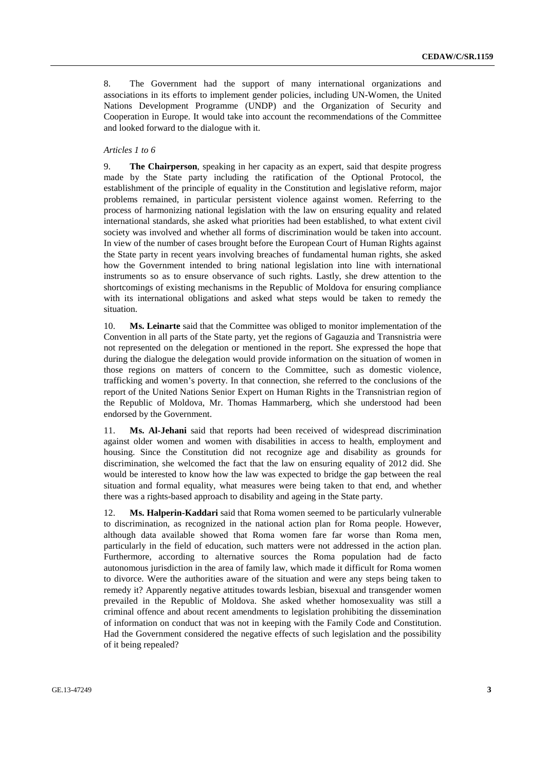8. The Government had the support of many international organizations and associations in its efforts to implement gender policies, including UN-Women, the United Nations Development Programme (UNDP) and the Organization of Security and Cooperation in Europe. It would take into account the recommendations of the Committee and looked forward to the dialogue with it.

*Articles 1 to 6*

9. **The Chairperson**, speaking in her capacity as an expert, said that despite progress made by the State party including the ratification of the Optional Protocol, the establishment of the principle of equality in the Constitution and legislative reform, major problems remained, in particular persistent violence against women. Referring to the process of harmonizing national legislation with the law on ensuring equality and related international standards, she asked what priorities had been established, to what extent civil society was involved and whether all forms of discrimination would be taken into account. In view of the number of cases brought before the European Court of Human Rights against the State party in recent years involving breaches of fundamental human rights, she asked how the Government intended to bring national legislation into line with international instruments so as to ensure observance of such rights. Lastly, she drew attention to the shortcomings of existing mechanisms in the Republic of Moldova for ensuring compliance with its international obligations and asked what steps would be taken to remedy the situation.

10. **Ms. Leinarte** said that the Committee was obliged to monitor implementation of the Convention in all parts of the State party, yet the regions of Gagauzia and Transnistria were not represented on the delegation or mentioned in the report. She expressed the hope that during the dialogue the delegation would provide information on the situation of women in those regions on matters of concern to the Committee, such as domestic violence, trafficking and women's poverty. In that connection, she referred to the conclusions of the report of the United Nations Senior Expert on Human Rights in the Transnistrian region of the Republic of Moldova, Mr. Thomas Hammarberg, which she understood had been endorsed by the Government.

11. **Ms. Al-Jehani** said that reports had been received of widespread discrimination against older women and women with disabilities in access to health, employment and housing. Since the Constitution did not recognize age and disability as grounds for discrimination, she welcomed the fact that the law on ensuring equality of 2012 did. She would be interested to know how the law was expected to bridge the gap between the real situation and formal equality, what measures were being taken to that end, and whether there was a rights-based approach to disability and ageing in the State party.

12. **Ms. Halperin-Kaddari** said that Roma women seemed to be particularly vulnerable to discrimination, as recognized in the national action plan for Roma people. However, although data available showed that Roma women fare far worse than Roma men, particularly in the field of education, such matters were not addressed in the action plan. Furthermore, according to alternative sources the Roma population had de facto autonomous jurisdiction in the area of family law, which made it difficult for Roma women to divorce. Were the authorities aware of the situation and were any steps being taken to remedy it? Apparently negative attitudes towards lesbian, bisexual and transgender women prevailed in the Republic of Moldova. She asked whether homosexuality was still a criminal offence and about recent amendments to legislation prohibiting the dissemination of information on conduct that was not in keeping with the Family Code and Constitution. Had the Government considered the negative effects of such legislation and the possibility of it being repealed?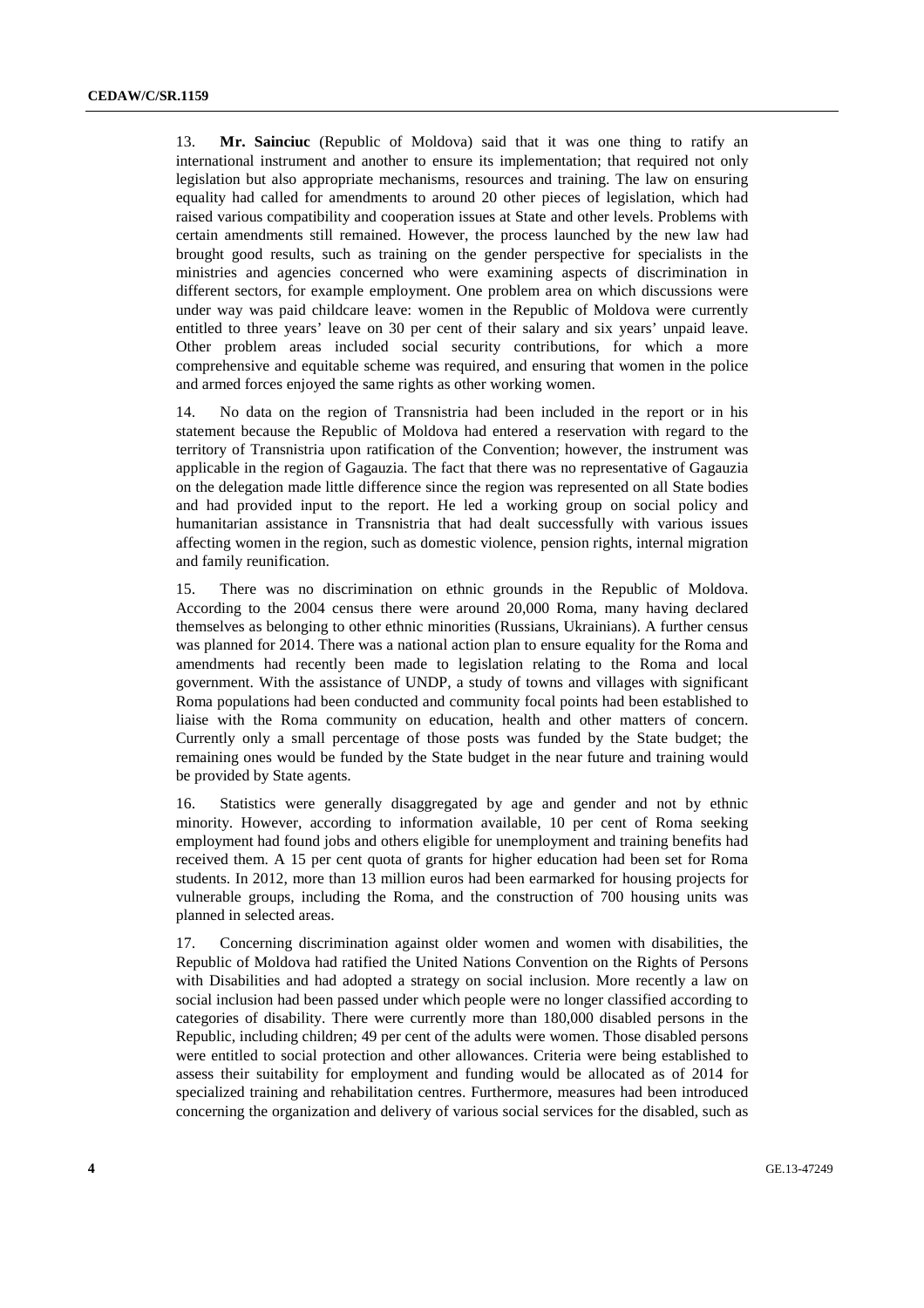13. **Mr. Sainciuc** (Republic of Moldova) said that it was one thing to ratify an international instrument and another to ensure its implementation; that required not only legislation but also appropriate mechanisms, resources and training. The law on ensuring equality had called for amendments to around 20 other pieces of legislation, which had raised various compatibility and cooperation issues at State and other levels. Problems with certain amendments still remained. However, the process launched by the new law had brought good results, such as training on the gender perspective for specialists in the ministries and agencies concerned who were examining aspects of discrimination in different sectors, for example employment. One problem area on which discussions were under way was paid childcare leave: women in the Republic of Moldova were currently entitled to three years' leave on 30 per cent of their salary and six years' unpaid leave. Other problem areas included social security contributions, for which a more comprehensive and equitable scheme was required, and ensuring that women in the police and armed forces enjoyed the same rights as other working women.

14. No data on the region of Transnistria had been included in the report or in his statement because the Republic of Moldova had entered a reservation with regard to the territory of Transnistria upon ratification of the Convention; however, the instrument was applicable in the region of Gagauzia. The fact that there was no representative of Gagauzia on the delegation made little difference since the region was represented on all State bodies and had provided input to the report. He led a working group on social policy and humanitarian assistance in Transnistria that had dealt successfully with various issues affecting women in the region, such as domestic violence, pension rights, internal migration and family reunification.

15. There was no discrimination on ethnic grounds in the Republic of Moldova. According to the 2004 census there were around 20,000 Roma, many having declared themselves as belonging to other ethnic minorities (Russians, Ukrainians). A further census was planned for 2014. There was a national action plan to ensure equality for the Roma and amendments had recently been made to legislation relating to the Roma and local government. With the assistance of UNDP, a study of towns and villages with significant Roma populations had been conducted and community focal points had been established to liaise with the Roma community on education, health and other matters of concern. Currently only a small percentage of those posts was funded by the State budget; the remaining ones would be funded by the State budget in the near future and training would be provided by State agents.

16. Statistics were generally disaggregated by age and gender and not by ethnic minority. However, according to information available, 10 per cent of Roma seeking employment had found jobs and others eligible for unemployment and training benefits had received them. A 15 per cent quota of grants for higher education had been set for Roma students. In 2012, more than 13 million euros had been earmarked for housing projects for vulnerable groups, including the Roma, and the construction of 700 housing units was planned in selected areas.

17. Concerning discrimination against older women and women with disabilities, the Republic of Moldova had ratified the United Nations Convention on the Rights of Persons with Disabilities and had adopted a strategy on social inclusion. More recently a law on social inclusion had been passed under which people were no longer classified according to categories of disability. There were currently more than 180,000 disabled persons in the Republic, including children; 49 per cent of the adults were women. Those disabled persons were entitled to social protection and other allowances. Criteria were being established to assess their suitability for employment and funding would be allocated as of 2014 for specialized training and rehabilitation centres. Furthermore, measures had been introduced concerning the organization and delivery of various social services for the disabled, such as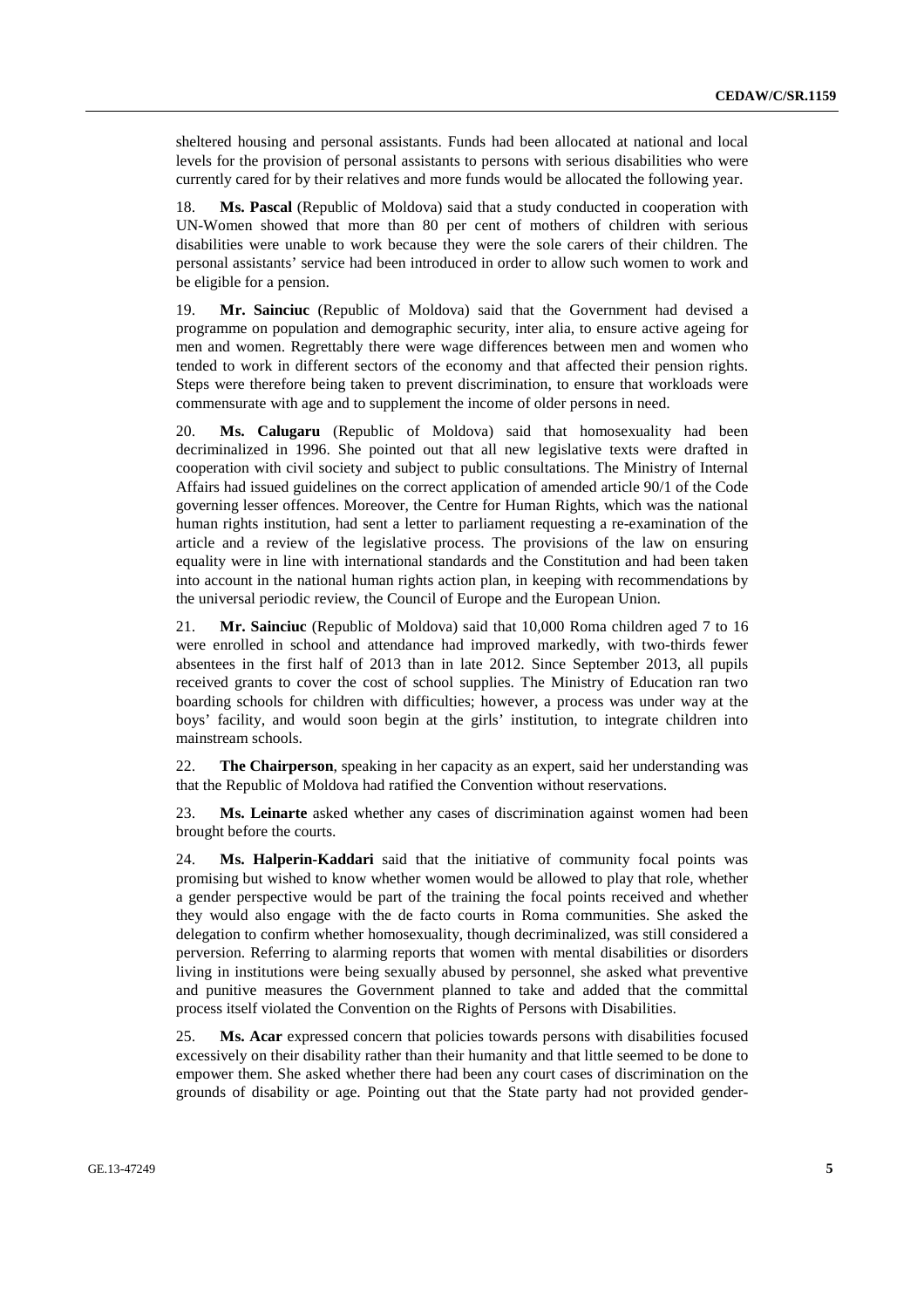sheltered housing and personal assistants. Funds had been allocated at national and local levels for the provision of personal assistants to persons with serious disabilities who were currently cared for by their relatives and more funds would be allocated the following year.

18. **Ms. Pascal** (Republic of Moldova) said that a study conducted in cooperation with UN-Women showed that more than 80 per cent of mothers of children with serious disabilities were unable to work because they were the sole carers of their children. The personal assistants' service had been introduced in order to allow such women to work and be eligible for a pension.

19. **Mr. Sainciuc** (Republic of Moldova) said that the Government had devised a programme on population and demographic security, inter alia, to ensure active ageing for men and women. Regrettably there were wage differences between men and women who tended to work in different sectors of the economy and that affected their pension rights. Steps were therefore being taken to prevent discrimination, to ensure that workloads were commensurate with age and to supplement the income of older persons in need.

20. **Ms. Calugaru** (Republic of Moldova) said that homosexuality had been decriminalized in 1996. She pointed out that all new legislative texts were drafted in cooperation with civil society and subject to public consultations. The Ministry of Internal Affairs had issued guidelines on the correct application of amended article 90/1 of the Code governing lesser offences. Moreover, the Centre for Human Rights, which was the national human rights institution, had sent a letter to parliament requesting a re-examination of the article and a review of the legislative process. The provisions of the law on ensuring equality were in line with international standards and the Constitution and had been taken into account in the national human rights action plan, in keeping with recommendations by the universal periodic review, the Council of Europe and the European Union.

21. **Mr. Sainciuc** (Republic of Moldova) said that 10,000 Roma children aged 7 to 16 were enrolled in school and attendance had improved markedly, with two-thirds fewer absentees in the first half of 2013 than in late 2012. Since September 2013, all pupils received grants to cover the cost of school supplies. The Ministry of Education ran two boarding schools for children with difficulties; however, a process was under way at the boys' facility, and would soon begin at the girls' institution, to integrate children into mainstream schools.

22. **The Chairperson**, speaking in her capacity as an expert, said her understanding was that the Republic of Moldova had ratified the Convention without reservations.

23. **Ms. Leinarte** asked whether any cases of discrimination against women had been brought before the courts.

24. **Ms. Halperin-Kaddari** said that the initiative of community focal points was promising but wished to know whether women would be allowed to play that role, whether a gender perspective would be part of the training the focal points received and whether they would also engage with the de facto courts in Roma communities. She asked the delegation to confirm whether homosexuality, though decriminalized, was still considered a perversion. Referring to alarming reports that women with mental disabilities or disorders living in institutions were being sexually abused by personnel, she asked what preventive and punitive measures the Government planned to take and added that the committal process itself violated the Convention on the Rights of Persons with Disabilities.

25. **Ms. Acar** expressed concern that policies towards persons with disabilities focused excessively on their disability rather than their humanity and that little seemed to be done to empower them. She asked whether there had been any court cases of discrimination on the grounds of disability or age. Pointing out that the State party had not provided gender-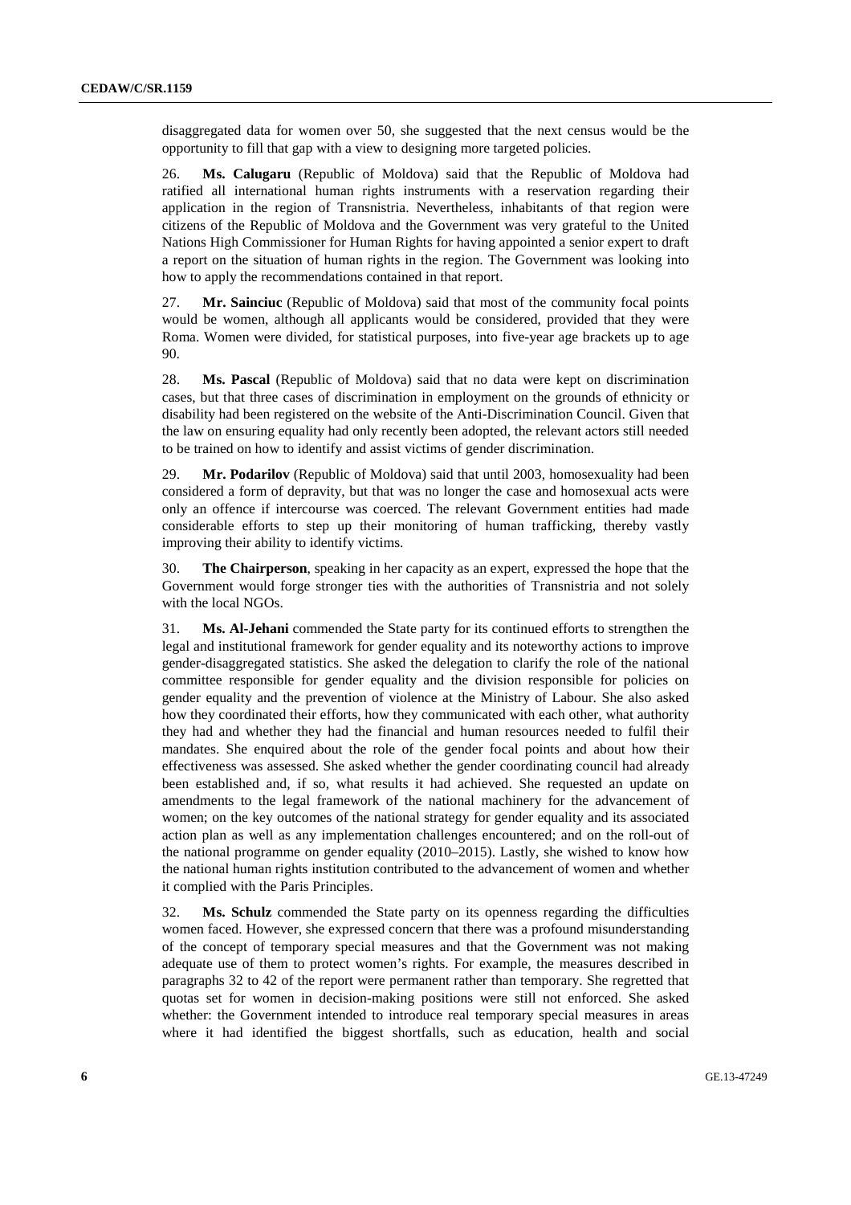disaggregated data for women over 50, she suggested that the next census would be the opportunity to fill that gap with a view to designing more targeted policies.

26. **Ms. Calugaru** (Republic of Moldova) said that the Republic of Moldova had ratified all international human rights instruments with a reservation regarding their application in the region of Transnistria. Nevertheless, inhabitants of that region were citizens of the Republic of Moldova and the Government was very grateful to the United Nations High Commissioner for Human Rights for having appointed a senior expert to draft a report on the situation of human rights in the region. The Government was looking into how to apply the recommendations contained in that report.

27. **Mr. Sainciuc** (Republic of Moldova) said that most of the community focal points would be women, although all applicants would be considered, provided that they were Roma. Women were divided, for statistical purposes, into five-year age brackets up to age 90.

28. **Ms. Pascal** (Republic of Moldova) said that no data were kept on discrimination cases, but that three cases of discrimination in employment on the grounds of ethnicity or disability had been registered on the website of the Anti-Discrimination Council. Given that the law on ensuring equality had only recently been adopted, the relevant actors still needed to be trained on how to identify and assist victims of gender discrimination.

29. **Mr. Podarilov** (Republic of Moldova) said that until 2003, homosexuality had been considered a form of depravity, but that was no longer the case and homosexual acts were only an offence if intercourse was coerced. The relevant Government entities had made considerable efforts to step up their monitoring of human trafficking, thereby vastly improving their ability to identify victims.

30. **The Chairperson**, speaking in her capacity as an expert, expressed the hope that the Government would forge stronger ties with the authorities of Transnistria and not solely with the local NGOs.

31. **Ms. Al-Jehani** commended the State party for its continued efforts to strengthen the legal and institutional framework for gender equality and its noteworthy actions to improve gender-disaggregated statistics. She asked the delegation to clarify the role of the national committee responsible for gender equality and the division responsible for policies on gender equality and the prevention of violence at the Ministry of Labour. She also asked how they coordinated their efforts, how they communicated with each other, what authority they had and whether they had the financial and human resources needed to fulfil their mandates. She enquired about the role of the gender focal points and about how their effectiveness was assessed. She asked whether the gender coordinating council had already been established and, if so, what results it had achieved. She requested an update on amendments to the legal framework of the national machinery for the advancement of women; on the key outcomes of the national strategy for gender equality and its associated action plan as well as any implementation challenges encountered; and on the roll-out of the national programme on gender equality (2010–2015). Lastly, she wished to know how the national human rights institution contributed to the advancement of women and whether it complied with the Paris Principles.

32. **Ms. Schulz** commended the State party on its openness regarding the difficulties women faced. However, she expressed concern that there was a profound misunderstanding of the concept of temporary special measures and that the Government was not making adequate use of them to protect women's rights. For example, the measures described in paragraphs 32 to 42 of the report were permanent rather than temporary. She regretted that quotas set for women in decision-making positions were still not enforced. She asked whether: the Government intended to introduce real temporary special measures in areas where it had identified the biggest shortfalls, such as education, health and social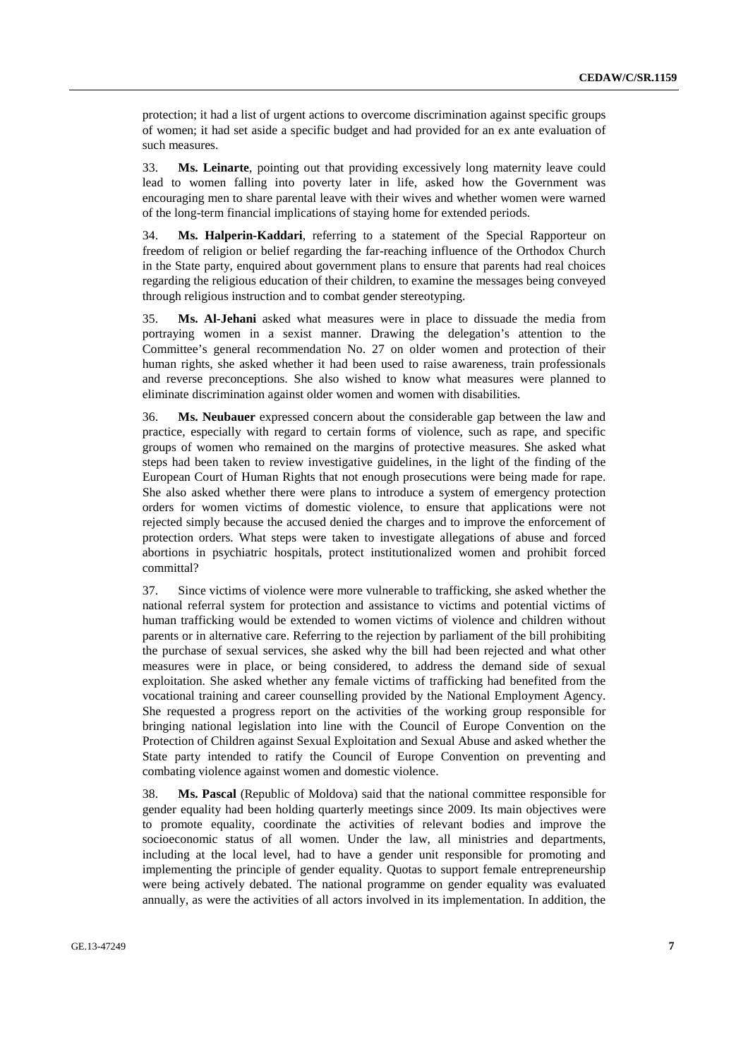protection; it had a list of urgent actions to overcome discrimination against specific groups of women; it had set aside a specific budget and had provided for an ex ante evaluation of such measures.

33. **Ms. Leinarte**, pointing out that providing excessively long maternity leave could lead to women falling into poverty later in life, asked how the Government was encouraging men to share parental leave with their wives and whether women were warned of the long-term financial implications of staying home for extended periods.

34. **Ms. Halperin-Kaddari**, referring to a statement of the Special Rapporteur on freedom of religion or belief regarding the far-reaching influence of the Orthodox Church in the State party, enquired about government plans to ensure that parents had real choices regarding the religious education of their children, to examine the messages being conveyed through religious instruction and to combat gender stereotyping.

35. **Ms. Al-Jehani** asked what measures were in place to dissuade the media from portraying women in a sexist manner. Drawing the delegation's attention to the Committee's general recommendation No. 27 on older women and protection of their human rights, she asked whether it had been used to raise awareness, train professionals and reverse preconceptions. She also wished to know what measures were planned to eliminate discrimination against older women and women with disabilities.

36. **Ms. Neubauer** expressed concern about the considerable gap between the law and practice, especially with regard to certain forms of violence, such as rape, and specific groups of women who remained on the margins of protective measures. She asked what steps had been taken to review investigative guidelines, in the light of the finding of the European Court of Human Rights that not enough prosecutions were being made for rape. She also asked whether there were plans to introduce a system of emergency protection orders for women victims of domestic violence, to ensure that applications were not rejected simply because the accused denied the charges and to improve the enforcement of protection orders. What steps were taken to investigate allegations of abuse and forced abortions in psychiatric hospitals, protect institutionalized women and prohibit forced committal?

37. Since victims of violence were more vulnerable to trafficking, she asked whether the national referral system for protection and assistance to victims and potential victims of human trafficking would be extended to women victims of violence and children without parents or in alternative care. Referring to the rejection by parliament of the bill prohibiting the purchase of sexual services, she asked why the bill had been rejected and what other measures were in place, or being considered, to address the demand side of sexual exploitation. She asked whether any female victims of trafficking had benefited from the vocational training and career counselling provided by the National Employment Agency. She requested a progress report on the activities of the working group responsible for bringing national legislation into line with the Council of Europe Convention on the Protection of Children against Sexual Exploitation and Sexual Abuse and asked whether the State party intended to ratify the Council of Europe Convention on preventing and combating violence against women and domestic violence.

38. **Ms. Pascal** (Republic of Moldova) said that the national committee responsible for gender equality had been holding quarterly meetings since 2009. Its main objectives were to promote equality, coordinate the activities of relevant bodies and improve the socioeconomic status of all women. Under the law, all ministries and departments, including at the local level, had to have a gender unit responsible for promoting and implementing the principle of gender equality. Quotas to support female entrepreneurship were being actively debated. The national programme on gender equality was evaluated annually, as were the activities of all actors involved in its implementation. In addition, the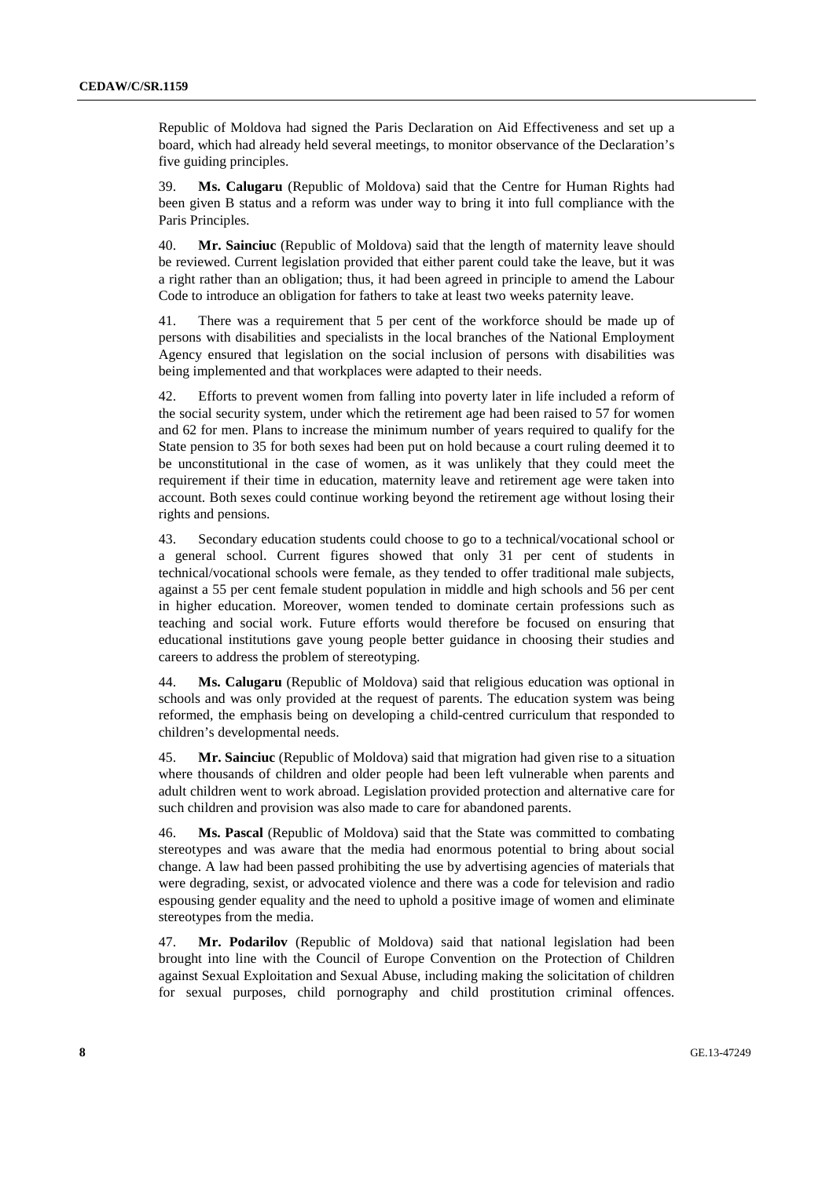Republic of Moldova had signed the Paris Declaration on Aid Effectiveness and set up a board, which had already held several meetings, to monitor observance of the Declaration's five guiding principles.

39. **Ms. Calugaru** (Republic of Moldova) said that the Centre for Human Rights had been given B status and a reform was under way to bring it into full compliance with the Paris Principles.

40. **Mr. Sainciuc** (Republic of Moldova) said that the length of maternity leave should be reviewed. Current legislation provided that either parent could take the leave, but it was a right rather than an obligation; thus, it had been agreed in principle to amend the Labour Code to introduce an obligation for fathers to take at least two weeks paternity leave.

41. There was a requirement that 5 per cent of the workforce should be made up of persons with disabilities and specialists in the local branches of the National Employment Agency ensured that legislation on the social inclusion of persons with disabilities was being implemented and that workplaces were adapted to their needs.

42. Efforts to prevent women from falling into poverty later in life included a reform of the social security system, under which the retirement age had been raised to 57 for women and 62 for men. Plans to increase the minimum number of years required to qualify for the State pension to 35 for both sexes had been put on hold because a court ruling deemed it to be unconstitutional in the case of women, as it was unlikely that they could meet the requirement if their time in education, maternity leave and retirement age were taken into account. Both sexes could continue working beyond the retirement age without losing their rights and pensions.

43. Secondary education students could choose to go to a technical/vocational school or a general school. Current figures showed that only 31 per cent of students in technical/vocational schools were female, as they tended to offer traditional male subjects, against a 55 per cent female student population in middle and high schools and 56 per cent in higher education. Moreover, women tended to dominate certain professions such as teaching and social work. Future efforts would therefore be focused on ensuring that educational institutions gave young people better guidance in choosing their studies and careers to address the problem of stereotyping.

44. **Ms. Calugaru** (Republic of Moldova) said that religious education was optional in schools and was only provided at the request of parents. The education system was being reformed, the emphasis being on developing a child-centred curriculum that responded to children's developmental needs.

45. **Mr. Sainciuc** (Republic of Moldova) said that migration had given rise to a situation where thousands of children and older people had been left vulnerable when parents and adult children went to work abroad. Legislation provided protection and alternative care for such children and provision was also made to care for abandoned parents.

46. **Ms. Pascal** (Republic of Moldova) said that the State was committed to combating stereotypes and was aware that the media had enormous potential to bring about social change. A law had been passed prohibiting the use by advertising agencies of materials that were degrading, sexist, or advocated violence and there was a code for television and radio espousing gender equality and the need to uphold a positive image of women and eliminate stereotypes from the media.

47. **Mr. Podarilov** (Republic of Moldova) said that national legislation had been brought into line with the Council of Europe Convention on the Protection of Children against Sexual Exploitation and Sexual Abuse, including making the solicitation of children for sexual purposes, child pornography and child prostitution criminal offences.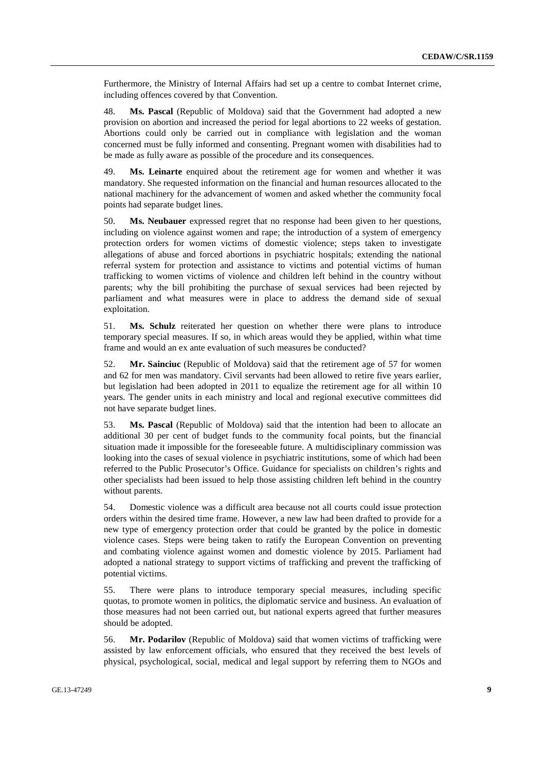Furthermore, the Ministry of Internal Affairs had set up a centre to combat Internet crime, including offences covered by that Convention.

48. **Ms. Pascal** (Republic of Moldova) said that the Government had adopted a new provision on abortion and increased the period for legal abortions to 22 weeks of gestation. Abortions could only be carried out in compliance with legislation and the woman concerned must be fully informed and consenting. Pregnant women with disabilities had to be made as fully aware as possible of the procedure and its consequences.

49. **Ms. Leinarte** enquired about the retirement age for women and whether it was mandatory. She requested information on the financial and human resources allocated to the national machinery for the advancement of women and asked whether the community focal points had separate budget lines.

50. **Ms. Neubauer** expressed regret that no response had been given to her questions, including on violence against women and rape; the introduction of a system of emergency protection orders for women victims of domestic violence; steps taken to investigate allegations of abuse and forced abortions in psychiatric hospitals; extending the national referral system for protection and assistance to victims and potential victims of human trafficking to women victims of violence and children left behind in the country without parents; why the bill prohibiting the purchase of sexual services had been rejected by parliament and what measures were in place to address the demand side of sexual exploitation.

51. **Ms. Schulz** reiterated her question on whether there were plans to introduce temporary special measures. If so, in which areas would they be applied, within what time frame and would an ex ante evaluation of such measures be conducted?

52. **Mr. Sainciuc** (Republic of Moldova) said that the retirement age of 57 for women and 62 for men was mandatory. Civil servants had been allowed to retire five years earlier, but legislation had been adopted in 2011 to equalize the retirement age for all within 10 years. The gender units in each ministry and local and regional executive committees did not have separate budget lines.

53. **Ms. Pascal** (Republic of Moldova) said that the intention had been to allocate an additional 30 per cent of budget funds to the community focal points, but the financial situation made it impossible for the foreseeable future. A multidisciplinary commission was looking into the cases of sexual violence in psychiatric institutions, some of which had been referred to the Public Prosecutor's Office. Guidance for specialists on children's rights and other specialists had been issued to help those assisting children left behind in the country without parents.

54. Domestic violence was a difficult area because not all courts could issue protection orders within the desired time frame. However, a new law had been drafted to provide for a new type of emergency protection order that could be granted by the police in domestic violence cases. Steps were being taken to ratify the European Convention on preventing and combating violence against women and domestic violence by 2015. Parliament had adopted a national strategy to support victims of trafficking and prevent the trafficking of potential victims.

55. There were plans to introduce temporary special measures, including specific quotas, to promote women in politics, the diplomatic service and business. An evaluation of those measures had not been carried out, but national experts agreed that further measures should be adopted.

56. **Mr. Podarilov** (Republic of Moldova) said that women victims of trafficking were assisted by law enforcement officials, who ensured that they received the best levels of physical, psychological, social, medical and legal support by referring them to NGOs and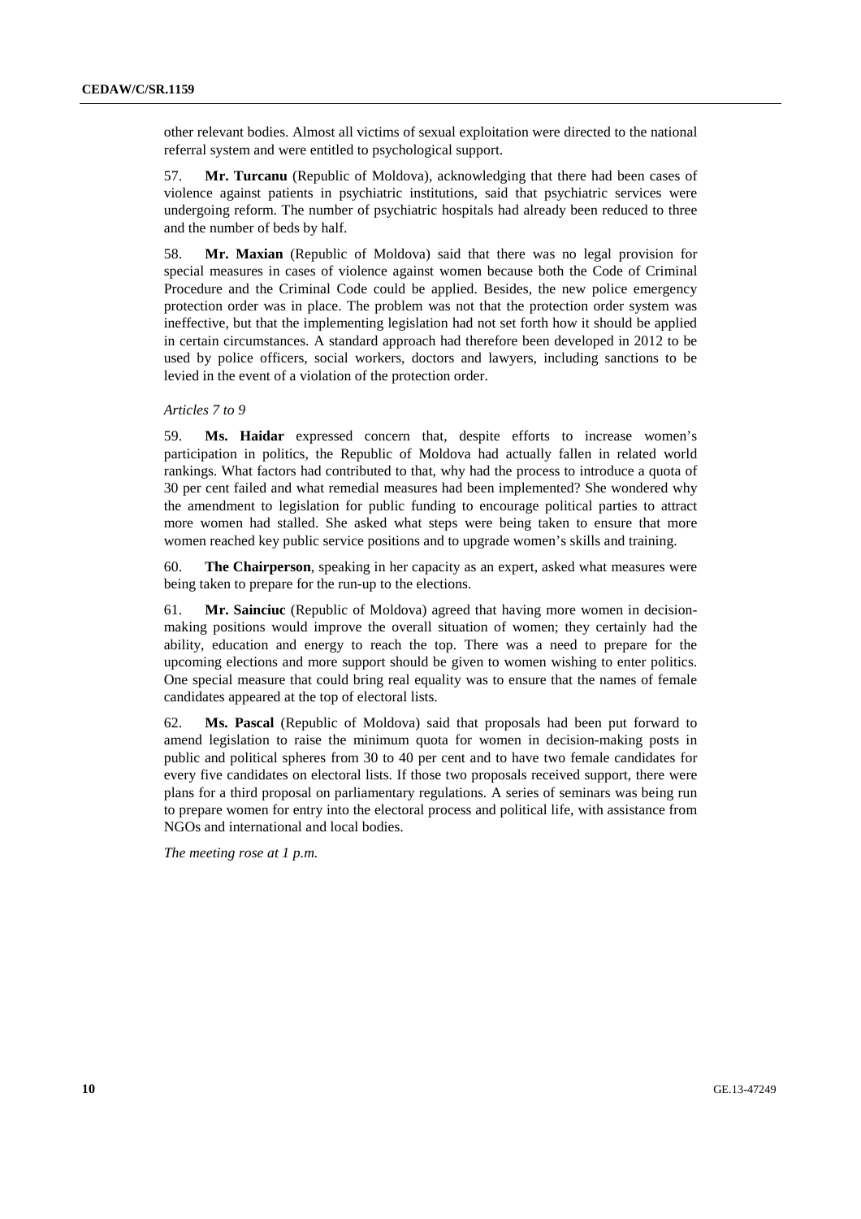other relevant bodies. Almost all victims of sexual exploitation were directed to the national referral system and were entitled to psychological support.

57. **Mr. Turcanu** (Republic of Moldova), acknowledging that there had been cases of violence against patients in psychiatric institutions, said that psychiatric services were undergoing reform. The number of psychiatric hospitals had already been reduced to three and the number of beds by half.

58. **Mr. Maxian** (Republic of Moldova) said that there was no legal provision for special measures in cases of violence against women because both the Code of Criminal Procedure and the Criminal Code could be applied. Besides, the new police emergency protection order was in place. The problem was not that the protection order system was ineffective, but that the implementing legislation had not set forth how it should be applied in certain circumstances. A standard approach had therefore been developed in 2012 to be used by police officers, social workers, doctors and lawyers, including sanctions to be levied in the event of a violation of the protection order.

*Articles 7 to 9*

59. **Ms. Haidar** expressed concern that, despite efforts to increase women's participation in politics, the Republic of Moldova had actually fallen in related world rankings. What factors had contributed to that, why had the process to introduce a quota of 30 per cent failed and what remedial measures had been implemented? She wondered why the amendment to legislation for public funding to encourage political parties to attract more women had stalled. She asked what steps were being taken to ensure that more women reached key public service positions and to upgrade women's skills and training.

60. **The Chairperson**, speaking in her capacity as an expert, asked what measures were being taken to prepare for the run-up to the elections.

61. **Mr. Sainciuc** (Republic of Moldova) agreed that having more women in decision-making positions would improve the overall situation of women; they certainly had the ability, education and energy to reach the top. There was a need to prepare for the upcoming elections and more support should be given to women wishing to enter politics. One special measure that could bring real equality was to ensure that the names of female candidates appeared at the top of electoral lists.

62. **Ms. Pascal** (Republic of Moldova) said that proposals had been put forward to amend legislation to raise the minimum quota for women in decision-making posts in public and political spheres from 30 to 40 per cent and to have two female candidates for every five candidates on electoral lists. If those two proposals received support, there were plans for a third proposal on parliamentary regulations. A series of seminars was being run to prepare women for entry into the electoral process and political life, with assistance from NGOs and international and local bodies.

*The meeting rose at 1 p.m.*